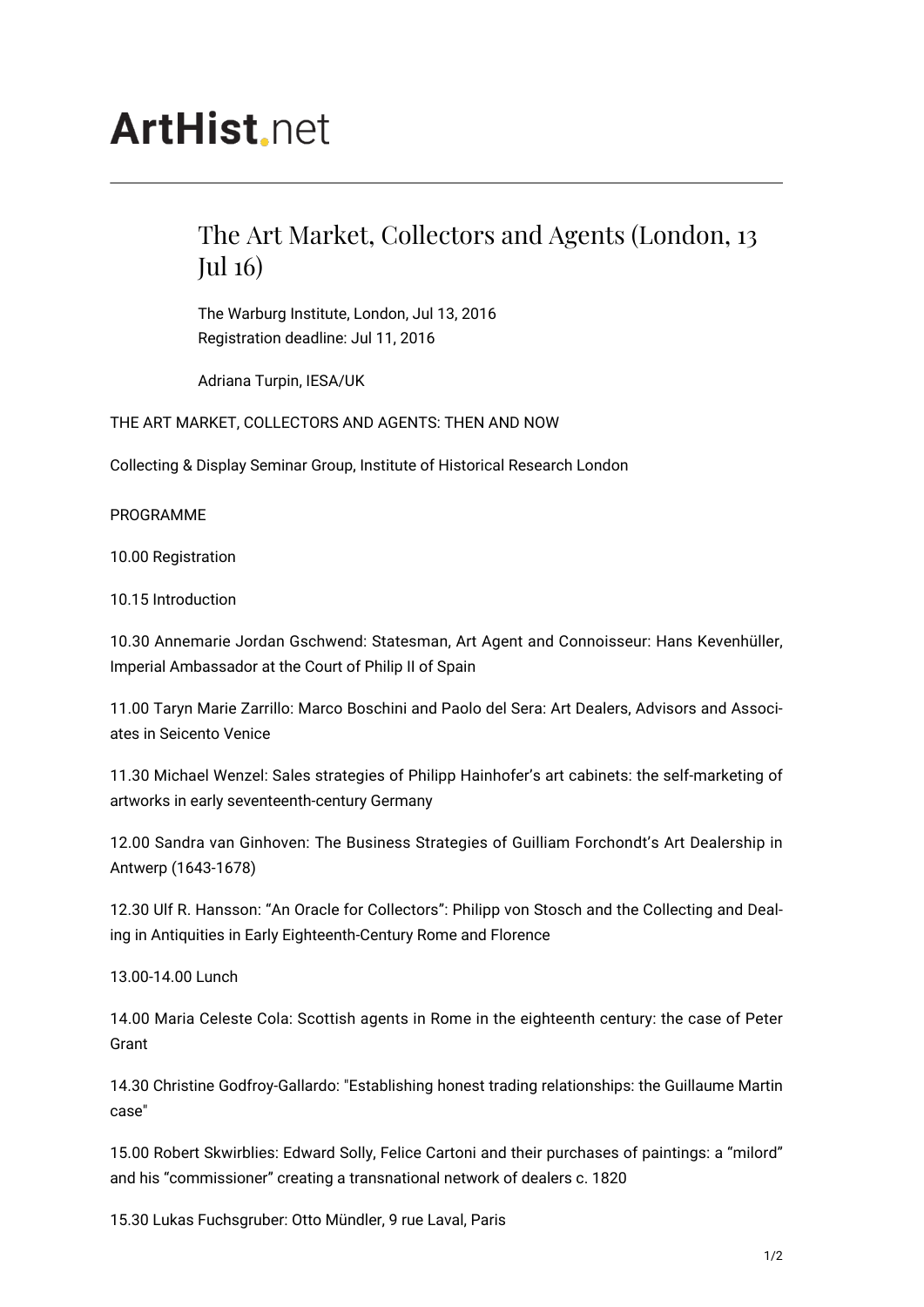# ArtHist.net

## The Art Market, Collectors and Agents (London, 13 Jul 16)

The Warburg Institute, London, Jul 13, 2016
Registration deadline: Jul 11, 2016

Adriana Turpin, IESA/UK

THE ART MARKET, COLLECTORS AND AGENTS: THEN AND NOW

Collecting & Display Seminar Group, Institute of Historical Research London

PROGRAMME

10.00 Registration

10.15 Introduction

10.30 Annemarie Jordan Gschwend: Statesman, Art Agent and Connoisseur: Hans Kevenhüller, Imperial Ambassador at the Court of Philip II of Spain

11.00 Taryn Marie Zarrillo: Marco Boschini and Paolo del Sera: Art Dealers, Advisors and Associates in Seicento Venice

11.30 Michael Wenzel: Sales strategies of Philipp Hainhofer's art cabinets: the self-marketing of artworks in early seventeenth-century Germany

12.00 Sandra van Ginhoven: The Business Strategies of Guilliam Forchondt's Art Dealership in Antwerp (1643-1678)

12.30 Ulf R. Hansson: "An Oracle for Collectors": Philipp von Stosch and the Collecting and Dealing in Antiquities in Early Eighteenth-Century Rome and Florence

13.00-14.00 Lunch

14.00 Maria Celeste Cola: Scottish agents in Rome in the eighteenth century: the case of Peter Grant

14.30 Christine Godfroy-Gallardo: "Establishing honest trading relationships: the Guillaume Martin case"

15.00 Robert Skwirblies: Edward Solly, Felice Cartoni and their purchases of paintings: a "milord" and his "commissioner" creating a transnational network of dealers c. 1820

15.30 Lukas Fuchsgruber: Otto Mündler, 9 rue Laval, Paris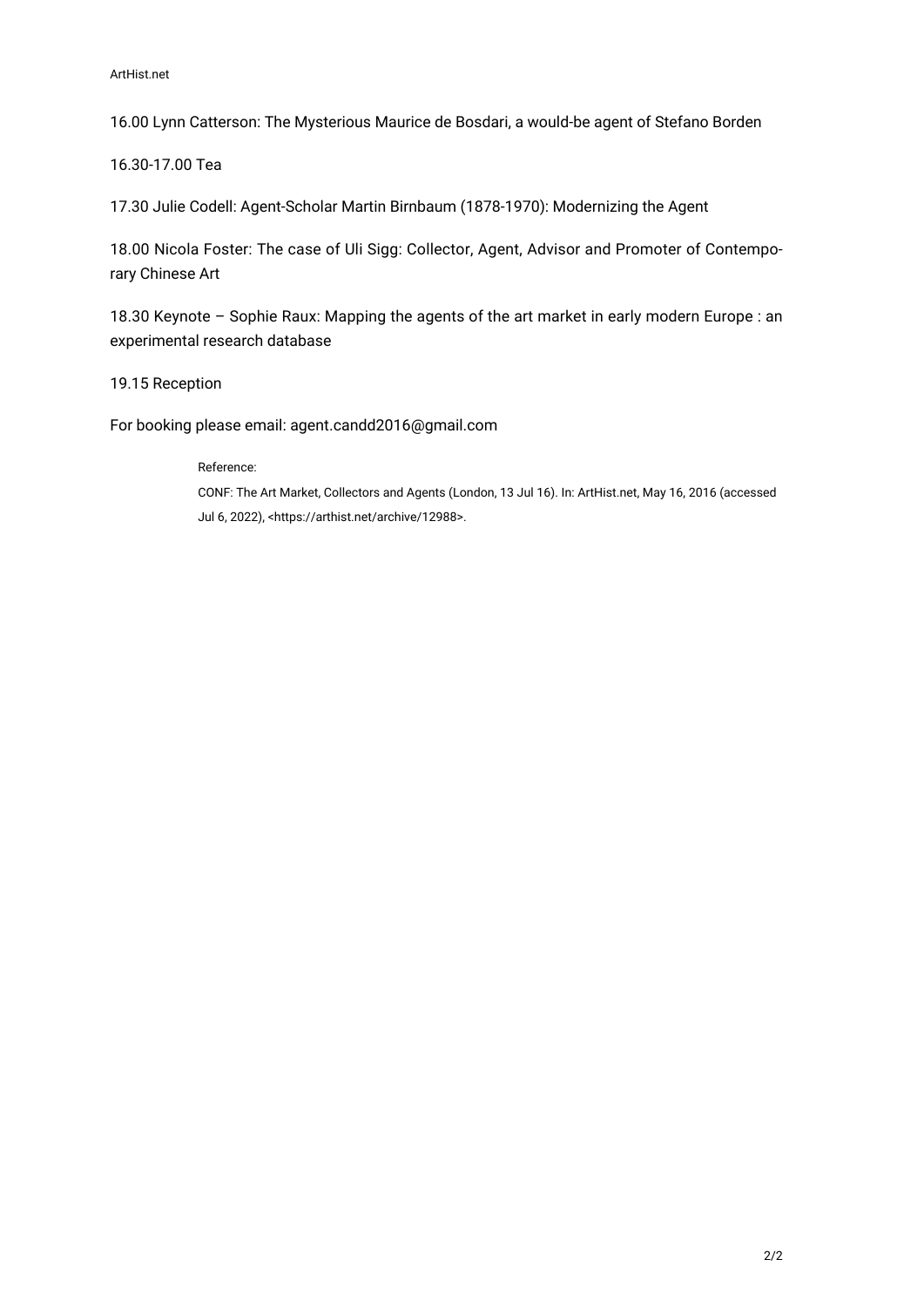16.00 Lynn Catterson: The Mysterious Maurice de Bosdari, a would-be agent of Stefano Borden

16.30-17.00 Tea

17.30 Julie Codell: Agent-Scholar Martin Birnbaum (1878-1970): Modernizing the Agent

18.00 Nicola Foster: The case of Uli Sigg: Collector, Agent, Advisor and Promoter of Contemporary Chinese Art

18.30 Keynote – Sophie Raux: Mapping the agents of the art market in early modern Europe : an experimental research database

19.15 Reception

For booking please email: agent.candd2016@gmail.com

Reference:

CONF: The Art Market, Collectors and Agents (London, 13 Jul 16). In: ArtHist.net, May 16, 2016 (accessed Jul 6, 2022), <https://arthist.net/archive/12988>.